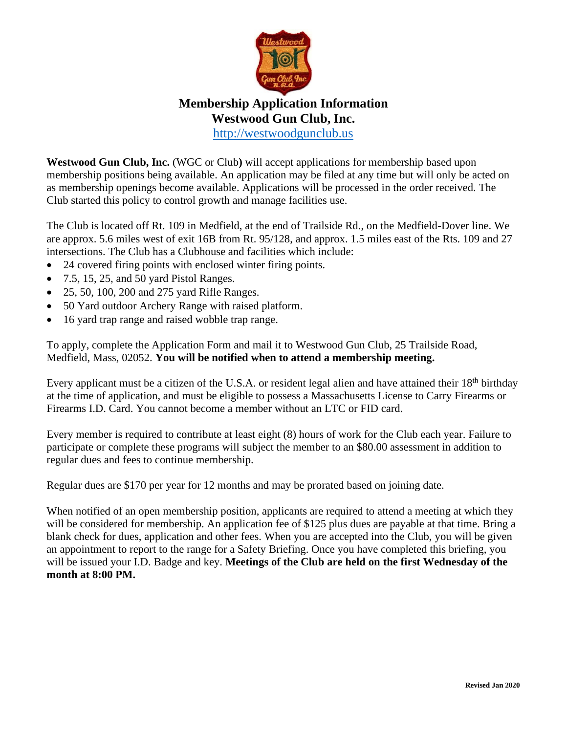# Membership Application Information
# Westwood Gun Club, Inc.

http://westwoodgunclub.us

**Westwood Gun Club, Inc.** (WGC or Club**)** will accept applications for membership based upon membership positions being available. An application may be filed at any time but will only be acted on as membership openings become available. Applications will be processed in the order received. The Club started this policy to control growth and manage facilities use.

The Club is located off Rt. 109 in Medfield, at the end of Trailside Rd., on the Medfield-Dover line. We are approx. 5.6 miles west of exit 16B from Rt. 95/128, and approx. 1.5 miles east of the Rts. 109 and 27 intersections. The Club has a Clubhouse and facilities which include:

- 24 covered firing points with enclosed winter firing points.
- 7.5, 15, 25, and 50 yard Pistol Ranges.
- 25, 50, 100, 200 and 275 yard Rifle Ranges.
- 50 Yard outdoor Archery Range with raised platform.
- 16 yard trap range and raised wobble trap range.

To apply, complete the Application Form and mail it to Westwood Gun Club, 25 Trailside Road, Medfield, Mass, 02052. **You will be notified when to attend a membership meeting.**

Every applicant must be a citizen of the U.S.A. or resident legal alien and have attained their 18th birthday at the time of application, and must be eligible to possess a Massachusetts License to Carry Firearms or Firearms I.D. Card. You cannot become a member without an LTC or FID card.

Every member is required to contribute at least eight (8) hours of work for the Club each year. Failure to participate or complete these programs will subject the member to an $80.00 assessment in addition to regular dues and fees to continue membership.

Regular dues are $170 per year for 12 months and may be prorated based on joining date.

When notified of an open membership position, applicants are required to attend a meeting at which they will be considered for membership. An application fee of $125 plus dues are payable at that time. Bring a blank check for dues, application and other fees. When you are accepted into the Club, you will be given an appointment to report to the range for a Safety Briefing. Once you have completed this briefing, you will be issued your I.D. Badge and key. **Meetings of the Club are held on the first Wednesday of the month at 8:00 PM.**

**Revised Jan 2020**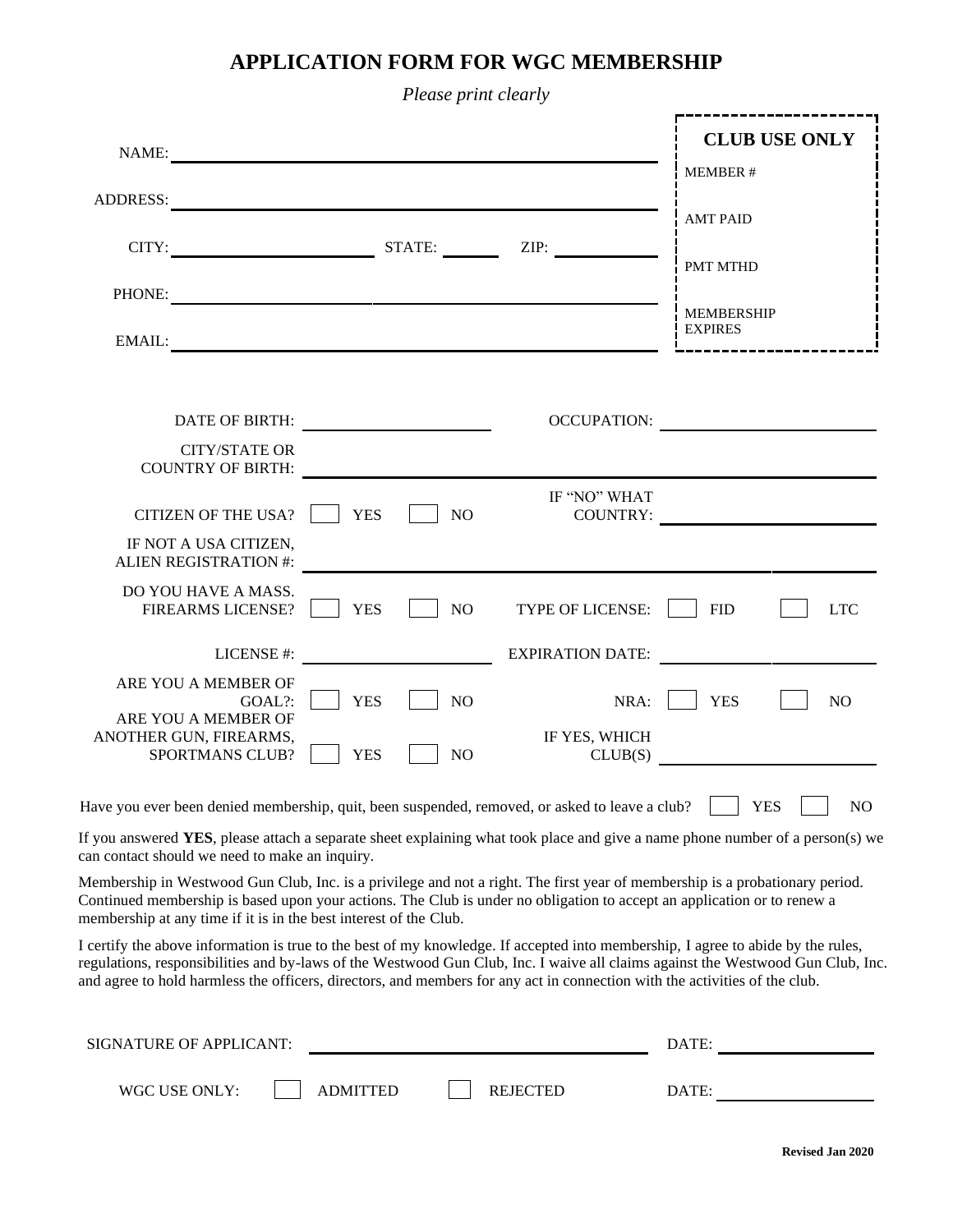# APPLICATION FORM FOR WGC MEMBERSHIP

*Please print clearly*

NAME: ______________________________

ADDRESS: ______________________________

CITY: ____________ STATE: ______ ZIP: ________

PHONE: ______________________________

EMAIL: ______________________________

**CLUB USE ONLY**

MEMBER #

AMT PAID

PMT MTHD

MEMBERSHIP EXPIRES

DATE OF BIRTH: ____________ OCCUPATION: ____________

CITY/STATE OR COUNTRY OF BIRTH: ______________________________

CITIZEN OF THE USA? ☐ YES ☐ NO IF "NO" WHAT COUNTRY: ____________

IF NOT A USA CITIZEN, ALIEN REGISTRATION #: ______________________________

DO YOU HAVE A MASS. FIREARMS LICENSE? ☐ YES ☐ NO TYPE OF LICENSE: ☐ FID ☐ LTC

LICENSE #: ____________ EXPIRATION DATE: ____________

ARE YOU A MEMBER OF GOAL?: ☐ YES ☐ NO NRA: ☐ YES ☐ NO

ARE YOU A MEMBER OF ANOTHER GUN, FIREARMS, SPORTSMANS CLUB? ☐ YES ☐ NO IF YES, WHICH CLUB(S) ____________

Have you ever been denied membership, quit, been suspended, removed, or asked to leave a club? ☐ YES ☐ NO

If you answered **YES**, please attach a separate sheet explaining what took place and give a name phone number of a person(s) we can contact should we need to make an inquiry.

Membership in Westwood Gun Club, Inc. is a privilege and not a right. The first year of membership is a probationary period. Continued membership is based upon your actions. The Club is under no obligation to accept an application or to renew a membership at any time if it is in the best interest of the Club.

I certify the above information is true to the best of my knowledge. If accepted into membership, I agree to abide by the rules, regulations, responsibilities and by-laws of the Westwood Gun Club, Inc. I waive all claims against the Westwood Gun Club, Inc. and agree to hold harmless the officers, directors, and members for any act in connection with the activities of the club.

SIGNATURE OF APPLICANT: ______________________ DATE: ____________

WGC USE ONLY: ☐ ADMITTED ☐ REJECTED DATE: ____________

**Revised Jan 2020**